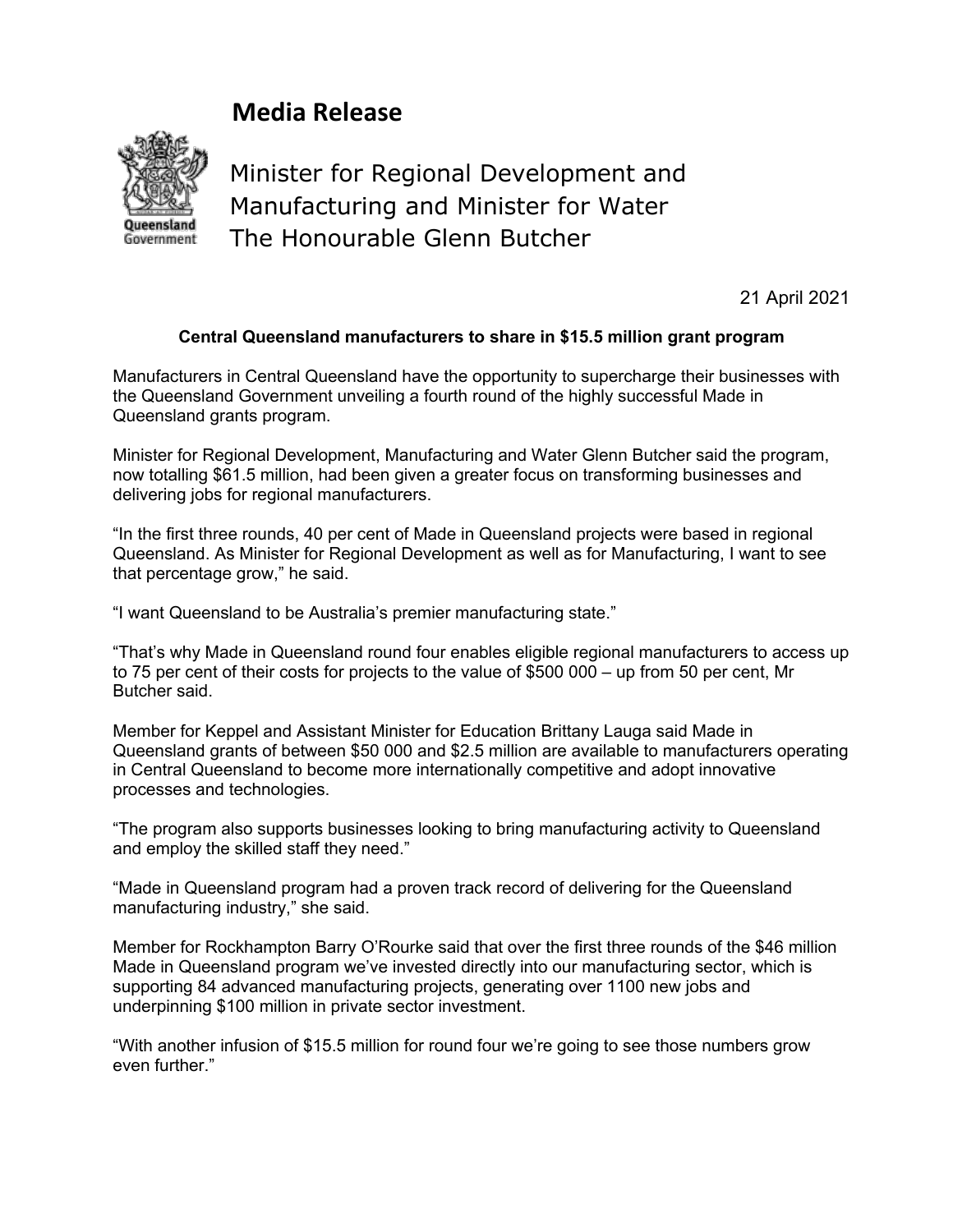# Media Release

Minister for Regional Development and Manufacturing and Minister for Water
The Honourable Glenn Butcher

21 April 2021

**Central Queensland manufacturers to share in $15.5 million grant program**

Manufacturers in Central Queensland have the opportunity to supercharge their businesses with the Queensland Government unveiling a fourth round of the highly successful Made in Queensland grants program.

Minister for Regional Development, Manufacturing and Water Glenn Butcher said the program, now totalling $61.5 million, had been given a greater focus on transforming businesses and delivering jobs for regional manufacturers.

"In the first three rounds, 40 per cent of Made in Queensland projects were based in regional Queensland. As Minister for Regional Development as well as for Manufacturing, I want to see that percentage grow," he said.

"I want Queensland to be Australia's premier manufacturing state."

"That's why Made in Queensland round four enables eligible regional manufacturers to access up to 75 per cent of their costs for projects to the value of $500 000 – up from 50 per cent, Mr Butcher said.

Member for Keppel and Assistant Minister for Education Brittany Lauga said Made in Queensland grants of between $50 000 and $2.5 million are available to manufacturers operating in Central Queensland to become more internationally competitive and adopt innovative processes and technologies.

"The program also supports businesses looking to bring manufacturing activity to Queensland and employ the skilled staff they need."

"Made in Queensland program had a proven track record of delivering for the Queensland manufacturing industry," she said.

Member for Rockhampton Barry O'Rourke said that over the first three rounds of the $46 million Made in Queensland program we've invested directly into our manufacturing sector, which is supporting 84 advanced manufacturing projects, generating over 1100 new jobs and underpinning $100 million in private sector investment.

"With another infusion of $15.5 million for round four we're going to see those numbers grow even further."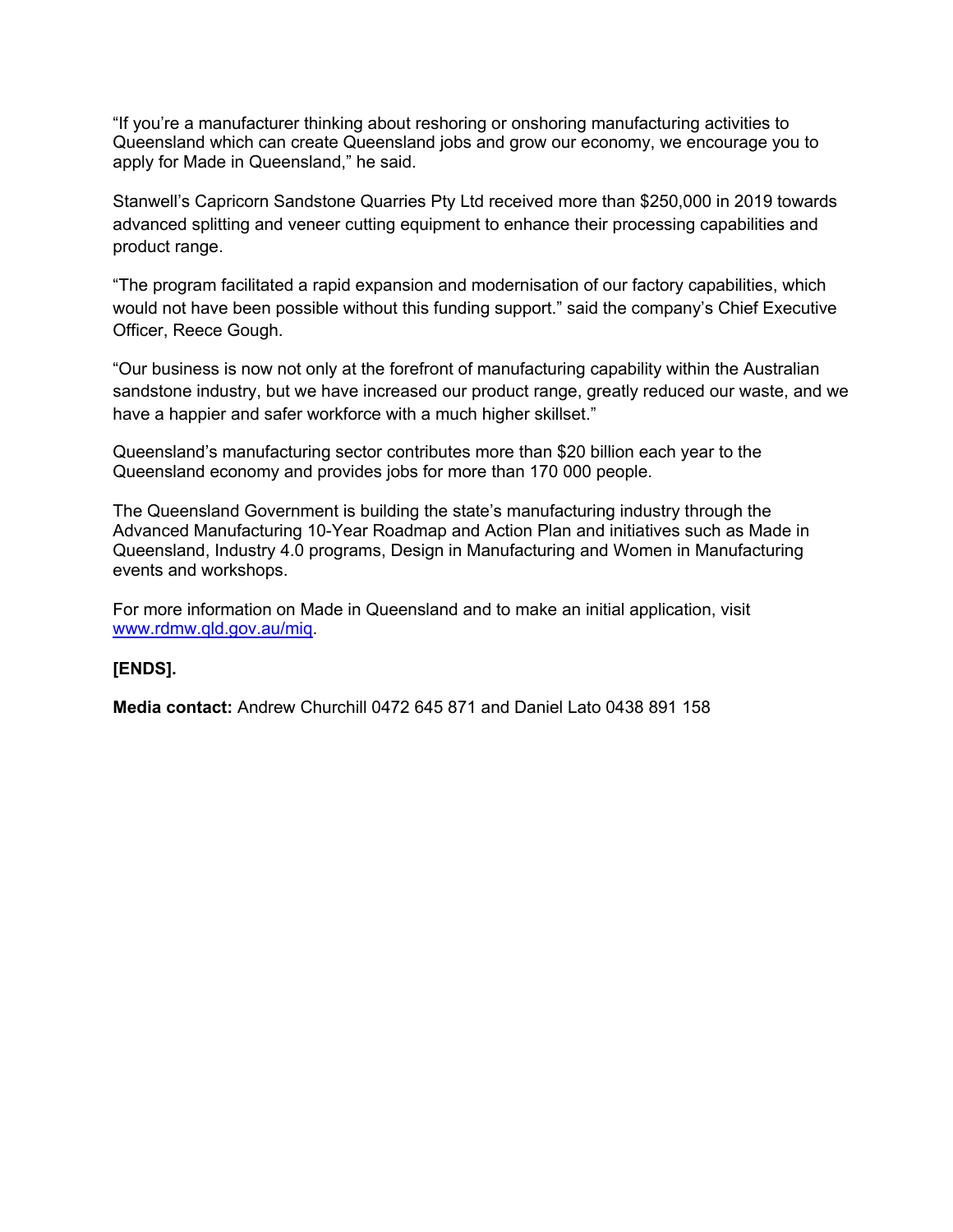"If you're a manufacturer thinking about reshoring or onshoring manufacturing activities to Queensland which can create Queensland jobs and grow our economy, we encourage you to apply for Made in Queensland," he said.

Stanwell's Capricorn Sandstone Quarries Pty Ltd received more than $250,000 in 2019 towards advanced splitting and veneer cutting equipment to enhance their processing capabilities and product range.

"The program facilitated a rapid expansion and modernisation of our factory capabilities, which would not have been possible without this funding support." said the company's Chief Executive Officer, Reece Gough.

"Our business is now not only at the forefront of manufacturing capability within the Australian sandstone industry, but we have increased our product range, greatly reduced our waste, and we have a happier and safer workforce with a much higher skillset."

Queensland's manufacturing sector contributes more than $20 billion each year to the Queensland economy and provides jobs for more than 170 000 people.

The Queensland Government is building the state's manufacturing industry through the Advanced Manufacturing 10-Year Roadmap and Action Plan and initiatives such as Made in Queensland, Industry 4.0 programs, Design in Manufacturing and Women in Manufacturing events and workshops.

For more information on Made in Queensland and to make an initial application, visit [www.rdmw.qld.gov.au/miq](http://www.rdmw.qld.gov.au/miq).

**[ENDS].**

**Media contact:** Andrew Churchill 0472 645 871 and Daniel Lato 0438 891 158